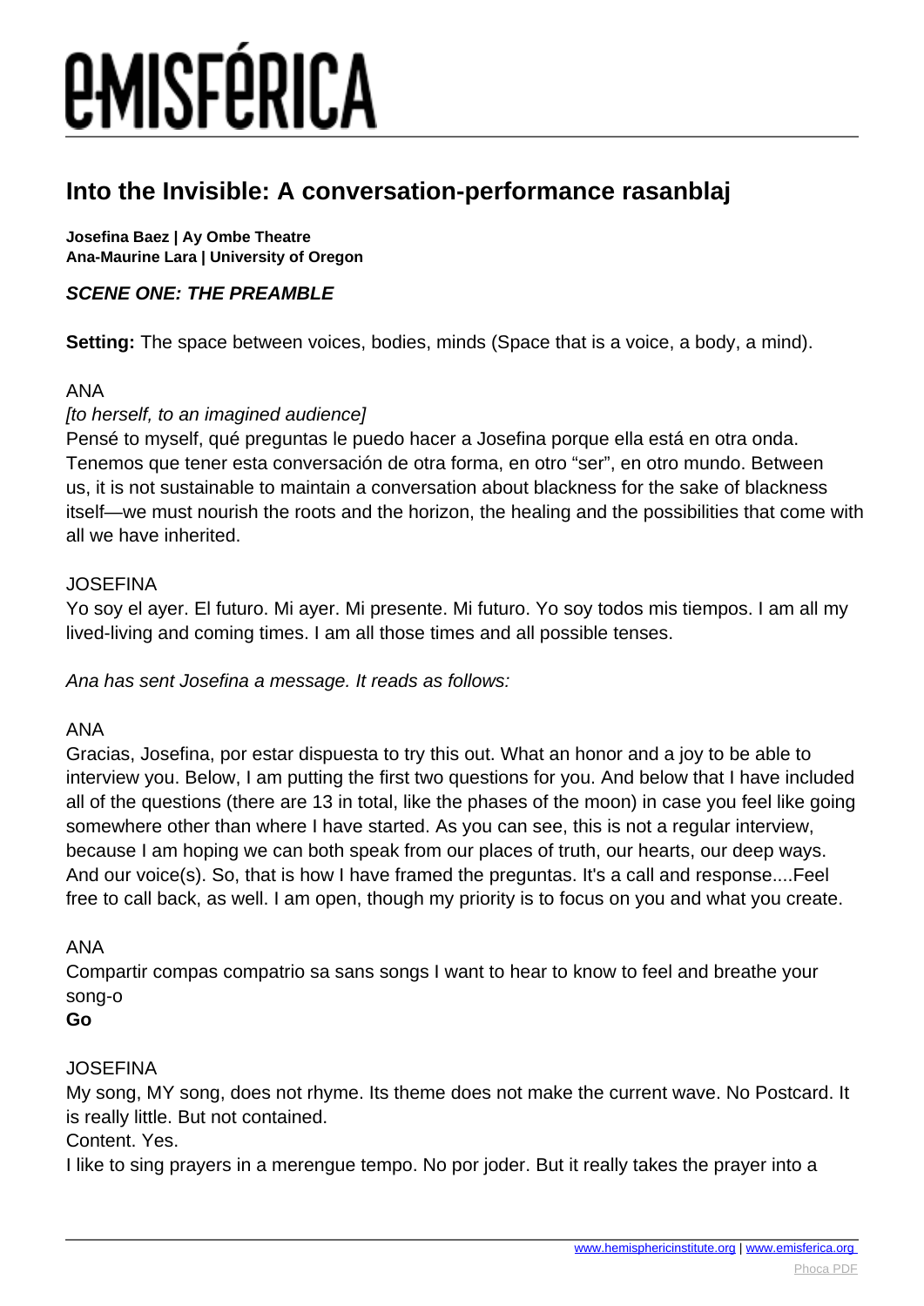# Into the Invisible: A conversation-performance rasanblaj

**Josefina Baez | Ay Ombe Theatre**
**Ana-Maurine Lara | University of Oregon**

### *SCENE ONE: THE PREAMBLE*

**Setting:** The space between voices, bodies, minds (Space that is a voice, a body, a mind).

ANA

*[to herself, to an imagined audience]*

Pensé to myself, qué preguntas le puedo hacer a Josefina porque ella está en otra onda. Tenemos que tener esta conversación de otra forma, en otro "ser", en otro mundo. Between us, it is not sustainable to maintain a conversation about blackness for the sake of blackness itself—we must nourish the roots and the horizon, the healing and the possibilities that come with all we have inherited.

JOSEFINA

Yo soy el ayer. El futuro. Mi ayer. Mi presente. Mi futuro. Yo soy todos mis tiempos. I am all my lived-living and coming times. I am all those times and all possible tenses.

*Ana has sent Josefina a message. It reads as follows:*

ANA

Gracias, Josefina, por estar dispuesta to try this out. What an honor and a joy to be able to interview you. Below, I am putting the first two questions for you. And below that I have included all of the questions (there are 13 in total, like the phases of the moon) in case you feel like going somewhere other than where I have started. As you can see, this is not a regular interview, because I am hoping we can both speak from our places of truth, our hearts, our deep ways. And our voice(s). So, that is how I have framed the preguntas. It's a call and response....Feel free to call back, as well. I am open, though my priority is to focus on you and what you create.

ANA

Compartir compas compatrio sa sans songs I want to hear to know to feel and breathe your song-o

**Go**

JOSEFINA

My song, MY song, does not rhyme. Its theme does not make the current wave. No Postcard. It is really little. But not contained.

Content. Yes.

I like to sing prayers in a merengue tempo. No por joder. But it really takes the prayer into a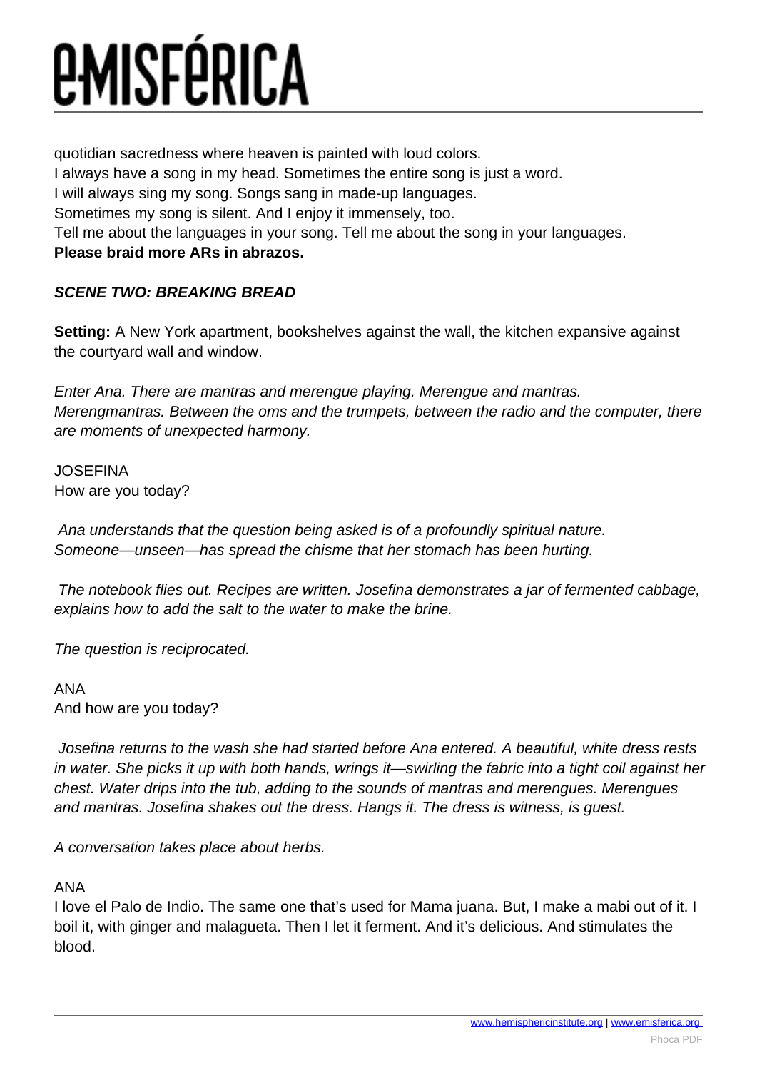quotidian sacredness where heaven is painted with loud colors.
I always have a song in my head. Sometimes the entire song is just a word.
I will always sing my song. Songs sang in made-up languages.
Sometimes my song is silent. And I enjoy it immensely, too.
Tell me about the languages in your song. Tell me about the song in your languages.
**Please braid more ARs in abrazos.**

***SCENE TWO: BREAKING BREAD***

**Setting:** A New York apartment, bookshelves against the wall, the kitchen expansive against the courtyard wall and window.

*Enter Ana. There are mantras and merengue playing. Merengue and mantras. Merengmantras. Between the oms and the trumpets, between the radio and the computer, there are moments of unexpected harmony.*

JOSEFINA
How are you today?

*Ana understands that the question being asked is of a profoundly spiritual nature. Someone—unseen—has spread the chisme that her stomach has been hurting.*

*The notebook flies out. Recipes are written. Josefina demonstrates a jar of fermented cabbage, explains how to add the salt to the water to make the brine.*

*The question is reciprocated.*

ANA
And how are you today?

*Josefina returns to the wash she had started before Ana entered. A beautiful, white dress rests in water. She picks it up with both hands, wrings it—swirling the fabric into a tight coil against her chest. Water drips into the tub, adding to the sounds of mantras and merengues. Merengues and mantras. Josefina shakes out the dress. Hangs it. The dress is witness, is guest.*

*A conversation takes place about herbs.*

ANA
I love el Palo de Indio. The same one that's used for Mama juana. But, I make a mabi out of it. I boil it, with ginger and malagueta. Then I let it ferment. And it's delicious. And stimulates the blood.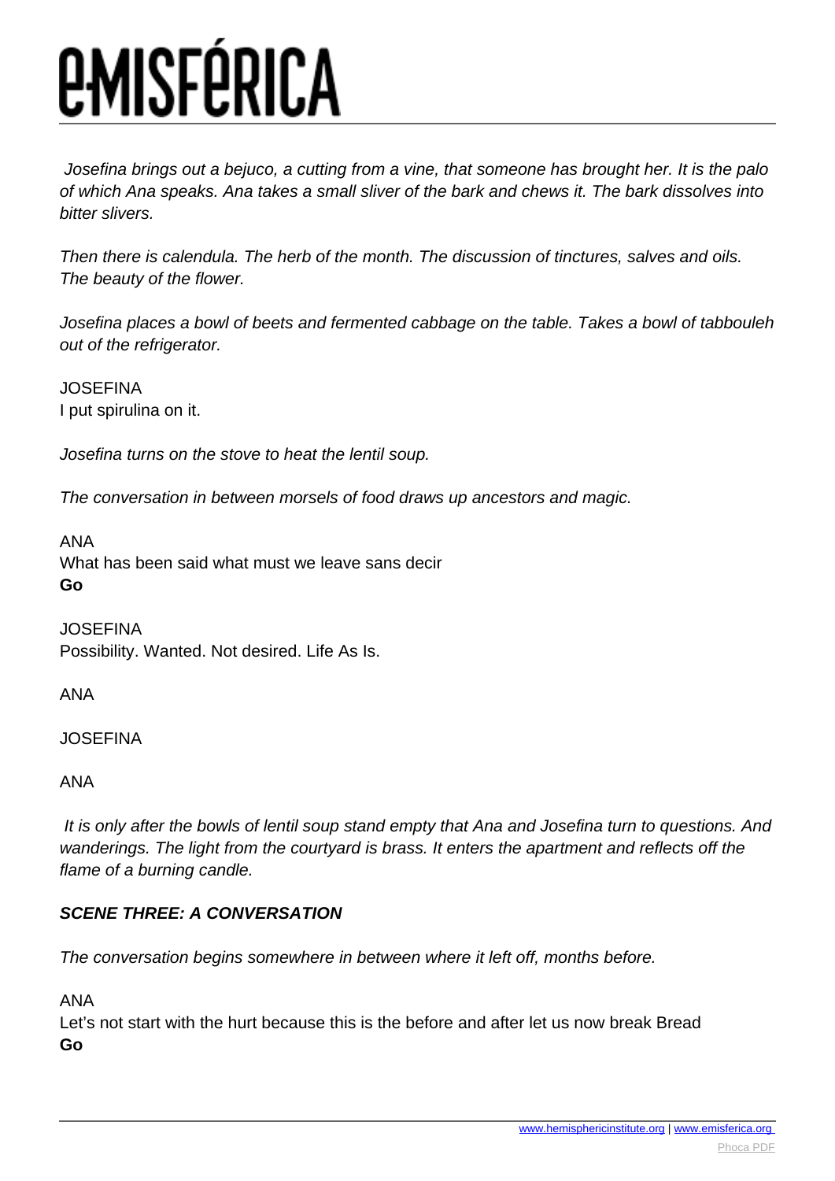*Josefina brings out a bejuco, a cutting from a vine, that someone has brought her. It is the palo of which Ana speaks. Ana takes a small sliver of the bark and chews it. The bark dissolves into bitter slivers.*

*Then there is calendula. The herb of the month. The discussion of tinctures, salves and oils. The beauty of the flower.*

*Josefina places a bowl of beets and fermented cabbage on the table. Takes a bowl of tabbouleh out of the refrigerator.*

JOSEFINA
I put spirulina on it.

*Josefina turns on the stove to heat the lentil soup.*

*The conversation in between morsels of food draws up ancestors and magic.*

ANA
What has been said what must we leave sans decir
**Go**

JOSEFINA
Possibility. Wanted. Not desired. Life As Is.

ANA

JOSEFINA

ANA

*It is only after the bowls of lentil soup stand empty that Ana and Josefina turn to questions. And wanderings. The light from the courtyard is brass. It enters the apartment and reflects off the flame of a burning candle.*

***SCENE THREE: A CONVERSATION***

*The conversation begins somewhere in between where it left off, months before.*

ANA
Let's not start with the hurt because this is the before and after let us now break Bread
**Go**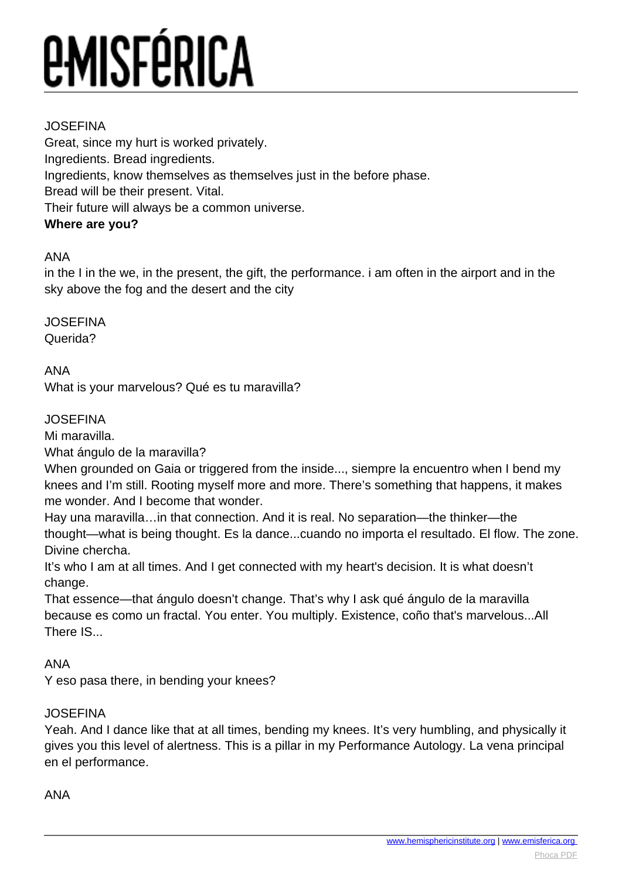JOSEFINA
Great, since my hurt is worked privately.
Ingredients. Bread ingredients.
Ingredients, know themselves as themselves just in the before phase.
Bread will be their present. Vital.
Their future will always be a common universe.
**Where are you?**

ANA
in the I in the we, in the present, the gift, the performance. i am often in the airport and in the sky above the fog and the desert and the city

JOSEFINA
Querida?

ANA
What is your marvelous? Qué es tu maravilla?

JOSEFINA
Mi maravilla.
What ángulo de la maravilla?
When grounded on Gaia or triggered from the inside..., siempre la encuentro when I bend my knees and I'm still. Rooting myself more and more. There's something that happens, it makes me wonder. And I become that wonder.
Hay una maravilla…in that connection. And it is real. No separation—the thinker—the thought—what is being thought. Es la dance...cuando no importa el resultado. El flow. The zone. Divine chercha.
It's who I am at all times. And I get connected with my heart's decision. It is what doesn't change.
That essence—that ángulo doesn't change. That's why I ask qué ángulo de la maravilla because es como un fractal. You enter. You multiply. Existence, coño that's marvelous...All There IS...

ANA
Y eso pasa there, in bending your knees?

JOSEFINA
Yeah. And I dance like that at all times, bending my knees. It's very humbling, and physically it gives you this level of alertness. This is a pillar in my Performance Autology. La vena principal en el performance.

ANA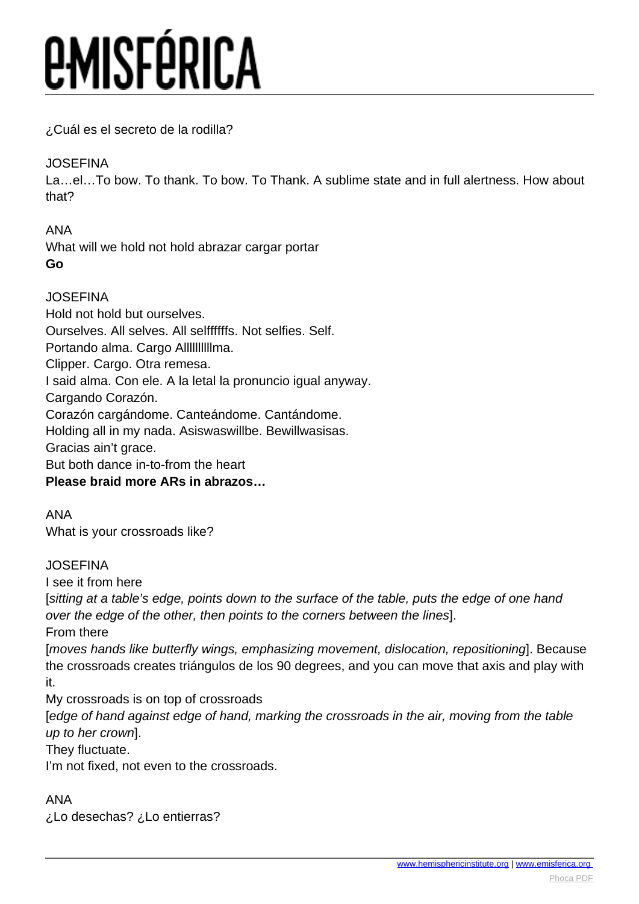¿Cuál es el secreto de la rodilla?

JOSEFINA
La…el…To bow. To thank. To bow. To Thank. A sublime state and in full alertness. How about that?

ANA
What will we hold not hold abrazar cargar portar
**Go**

JOSEFINA
Hold not hold but ourselves.
Ourselves. All selves. All selfffffs. Not selfies. Self.
Portando alma. Cargo Allllllllllma.
Clipper. Cargo. Otra remesa.
I said alma. Con ele. A la letal la pronuncio igual anyway.
Cargando Corazón.
Corazón cargándome. Canteándome. Cantándome.
Holding all in my nada. Asiswaswillbe. Bewillwasisas.
Gracias ain't grace.
But both dance in-to-from the heart
**Please braid more ARs in abrazos…**

ANA
What is your crossroads like?

JOSEFINA
I see it from here
[*sitting at a table's edge, points down to the surface of the table, puts the edge of one hand over the edge of the other, then points to the corners between the lines*].
From there
[*moves hands like butterfly wings, emphasizing movement, dislocation, repositioning*]. Because the crossroads creates triángulos de los 90 degrees, and you can move that axis and play with it.
My crossroads is on top of crossroads
[*edge of hand against edge of hand, marking the crossroads in the air, moving from the table up to her crown*].
They fluctuate.
I'm not fixed, not even to the crossroads.

ANA
¿Lo desechas? ¿Lo entierras?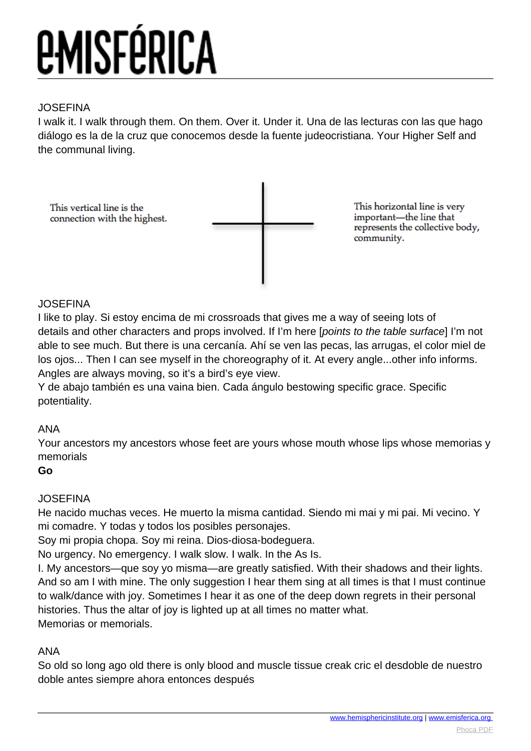JOSEFINA
I walk it. I walk through them. On them. Over it. Under it. Una de las lecturas con las que hago diálogo es la de la cruz que conocemos desde la fuente judeocristiana. Your Higher Self and the communal living.

This vertical line is the connection with the highest.

This horizontal line is very important—the line that represents the collective body, community.

JOSEFINA
I like to play. Si estoy encima de mi crossroads that gives me a way of seeing lots of details and other characters and props involved. If I'm here [*points to the table surface*] I'm not able to see much. But there is una cercanía. Ahí se ven las pecas, las arrugas, el color miel de los ojos... Then I can see myself in the choreography of it. At every angle...other info informs. Angles are always moving, so it's a bird's eye view.
Y de abajo también es una vaina bien. Cada ángulo bestowing specific grace. Specific potentiality.

ANA
Your ancestors my ancestors whose feet are yours whose mouth whose lips whose memorias y memorials
**Go**

JOSEFINA
He nacido muchas veces. He muerto la misma cantidad. Siendo mi mai y mi pai. Mi vecino. Y mi comadre. Y todas y todos los posibles personajes.
Soy mi propia chopa. Soy mi reina. Dios-diosa-bodeguera.
No urgency. No emergency. I walk slow. I walk. In the As Is.
I. My ancestors—que soy yo misma—are greatly satisfied. With their shadows and their lights. And so am I with mine. The only suggestion I hear them sing at all times is that I must continue to walk/dance with joy. Sometimes I hear it as one of the deep down regrets in their personal histories. Thus the altar of joy is lighted up at all times no matter what.
Memorias or memorials.

ANA
So old so long ago old there is only blood and muscle tissue creak cric el desdoble de nuestro doble antes siempre ahora entonces después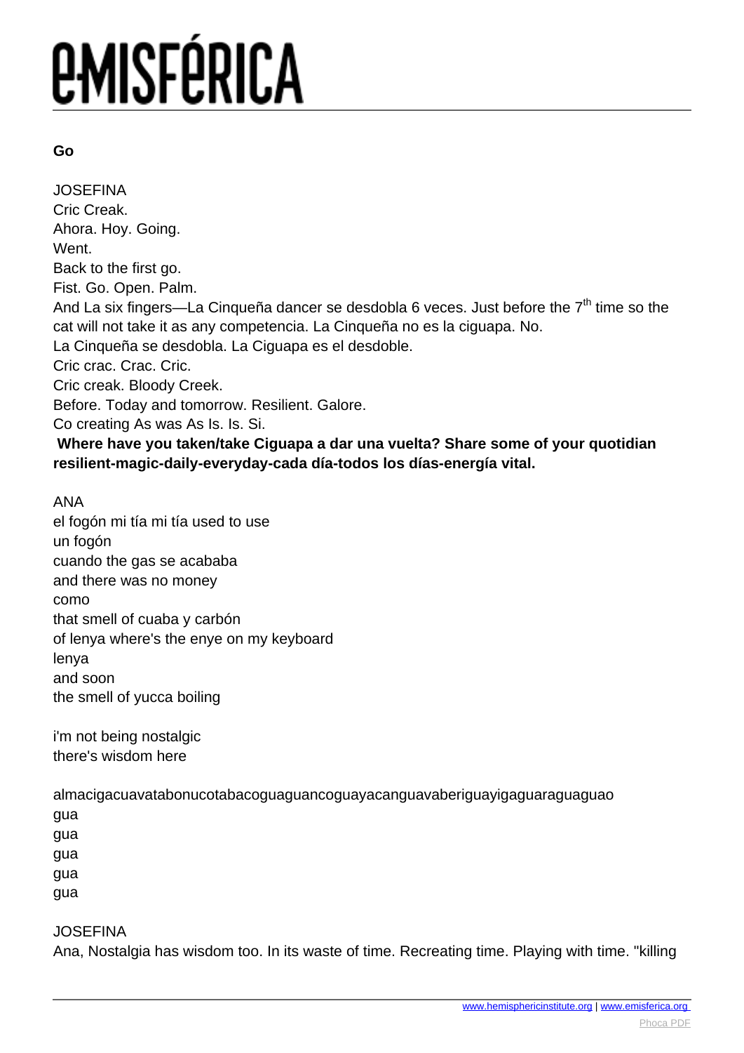**Go**

JOSEFINA  
Cric Creak.  
Ahora. Hoy. Going.  
Went.  
Back to the first go.  
Fist. Go. Open. Palm.  
And La six fingers—La Cinqueña dancer se desdobla 6 veces. Just before the 7th time so the cat will not take it as any competencia. La Cinqueña no es la ciguapa. No.  
La Cinqueña se desdobla. La Ciguapa es el desdoble.  
Cric crac. Crac. Cric.  
Cric creak. Bloody Creek.  
Before. Today and tomorrow. Resilient. Galore.  
Co creating As was As Is. Is. Si.  
**Where have you taken/take Ciguapa a dar una vuelta? Share some of your quotidian resilient-magic-daily-everyday-cada día-todos los días-energía vital.**

ANA  
el fogón mi tía mi tía used to use  
un fogón  
cuando the gas se acababa  
and there was no money  
como  
that smell of cuaba y carbón  
of lenya where's the enye on my keyboard  
lenya  
and soon  
the smell of yucca boiling

i'm not being nostalgic  
there's wisdom here

almacigacuavatabonucotabacoguaguancoguayacanguavaberiguayigaguaraguaguao  
gua  
gua  
gua  
gua  
gua

JOSEFINA  
Ana, Nostalgia has wisdom too. In its waste of time. Recreating time. Playing with time. "killing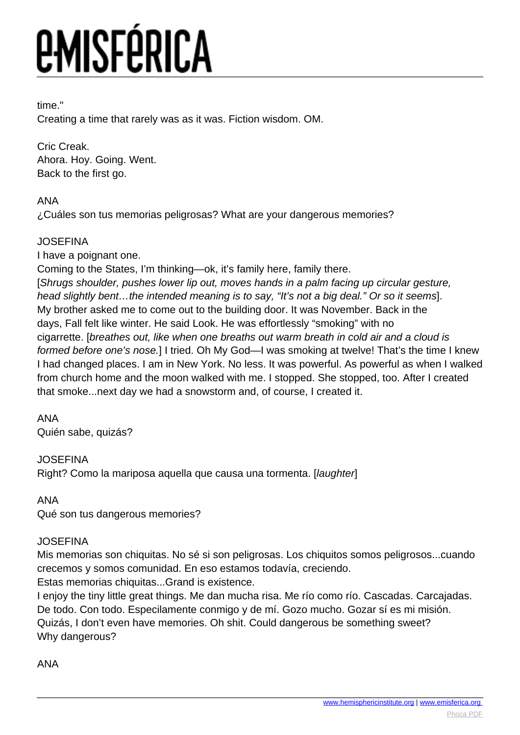time."
Creating a time that rarely was as it was. Fiction wisdom. OM.

Cric Creak.
Ahora. Hoy. Going. Went.
Back to the first go.

ANA
¿Cuáles son tus memorias peligrosas? What are your dangerous memories?

JOSEFINA
I have a poignant one.
Coming to the States, I'm thinking—ok, it's family here, family there.
[*Shrugs shoulder, pushes lower lip out, moves hands in a palm facing up circular gesture, head slightly bent…the intended meaning is to say, "It's not a big deal." Or so it seems*].
My brother asked me to come out to the building door. It was November. Back in the days, Fall felt like winter. He said Look. He was effortlessly "smoking" with no cigarrette. [*breathes out, like when one breaths out warm breath in cold air and a cloud is formed before one's nose.*] I tried. Oh My God—I was smoking at twelve! That's the time I knew I had changed places. I am in New York. No less. It was powerful. As powerful as when I walked from church home and the moon walked with me. I stopped. She stopped, too. After I created that smoke...next day we had a snowstorm and, of course, I created it.

ANA
Quién sabe, quizás?

JOSEFINA
Right? Como la mariposa aquella que causa una tormenta. [*laughter*]

ANA
Qué son tus dangerous memories?

JOSEFINA
Mis memorias son chiquitas. No sé si son peligrosas. Los chiquitos somos peligrosos...cuando crecemos y somos comunidad. En eso estamos todavía, creciendo.
Estas memorias chiquitas...Grand is existence.
I enjoy the tiny little great things. Me dan mucha risa. Me río como río. Cascadas. Carcajadas. De todo. Con todo. Especilamente conmigo y de mí. Gozo mucho. Gozar sí es mi misión. Quizás, I don't even have memories. Oh shit. Could dangerous be something sweet?
Why dangerous?

ANA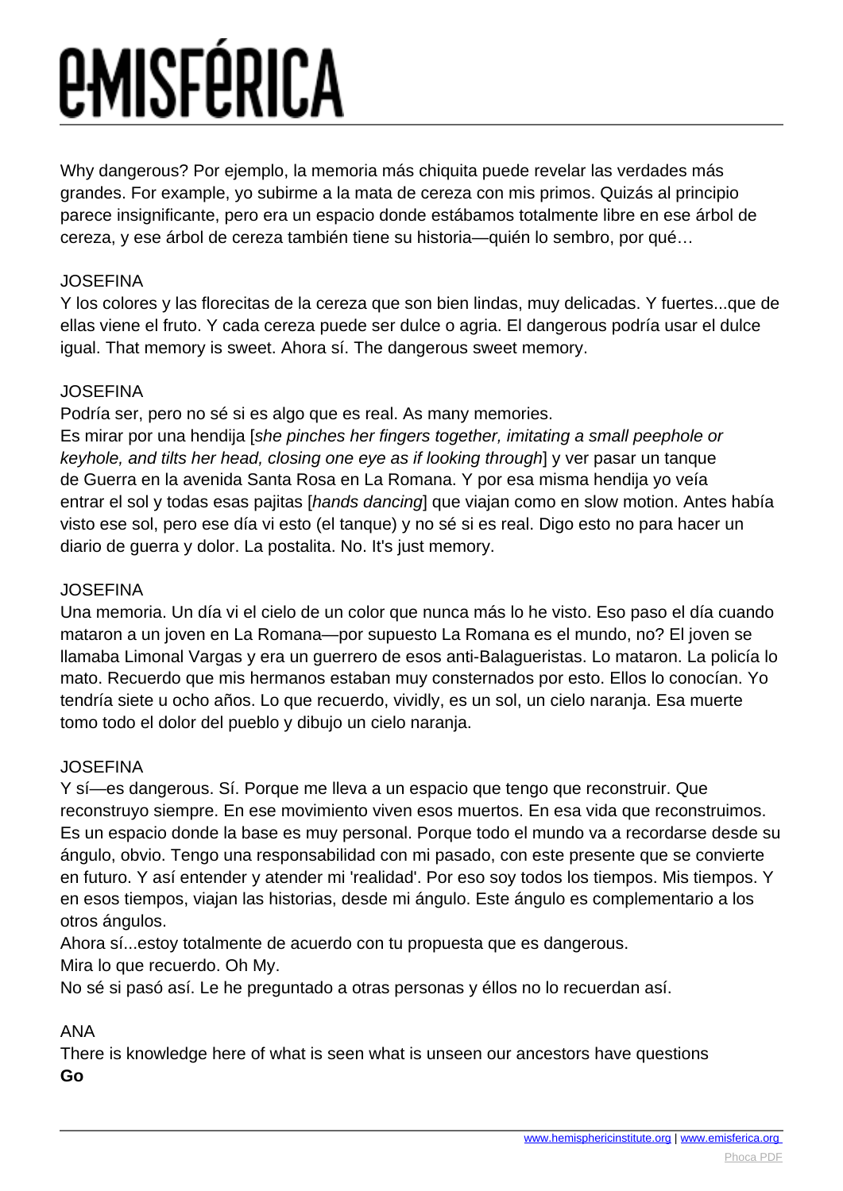Why dangerous? Por ejemplo, la memoria más chiquita puede revelar las verdades más grandes. For example, yo subirme a la mata de cereza con mis primos. Quizás al principio parece insignificante, pero era un espacio donde estábamos totalmente libre en ese árbol de cereza, y ese árbol de cereza también tiene su historia—quién lo sembro, por qué…

JOSEFINA
Y los colores y las florecitas de la cereza que son bien lindas, muy delicadas. Y fuertes...que de ellas viene el fruto. Y cada cereza puede ser dulce o agria. El dangerous podría usar el dulce igual. That memory is sweet. Ahora sí. The dangerous sweet memory.

JOSEFINA
Podría ser, pero no sé si es algo que es real. As many memories.
Es mirar por una hendija [*she pinches her fingers together, imitating a small peephole or keyhole, and tilts her head, closing one eye as if looking through*] y ver pasar un tanque de Guerra en la avenida Santa Rosa en La Romana. Y por esa misma hendija yo veía entrar el sol y todas esas pajitas [*hands dancing*] que viajan como en slow motion. Antes había visto ese sol, pero ese día vi esto (el tanque) y no sé si es real. Digo esto no para hacer un diario de guerra y dolor. La postalita. No. It's just memory.

JOSEFINA
Una memoria. Un día vi el cielo de un color que nunca más lo he visto. Eso paso el día cuando mataron a un joven en La Romana—por supuesto La Romana es el mundo, no? El joven se llamaba Limonal Vargas y era un guerrero de esos anti-Balagueristas. Lo mataron. La policía lo mato. Recuerdo que mis hermanos estaban muy consternados por esto. Ellos lo conocían. Yo tendría siete u ocho años. Lo que recuerdo, vividly, es un sol, un cielo naranja. Esa muerte tomo todo el dolor del pueblo y dibujo un cielo naranja.

JOSEFINA
Y sí—es dangerous. Sí. Porque me lleva a un espacio que tengo que reconstruir. Que reconstruyo siempre. En ese movimiento viven esos muertos. En esa vida que reconstruimos. Es un espacio donde la base es muy personal. Porque todo el mundo va a recordarse desde su ángulo, obvio. Tengo una responsabilidad con mi pasado, con este presente que se convierte en futuro. Y así entender y atender mi 'realidad'. Por eso soy todos los tiempos. Mis tiempos. Y en esos tiempos, viajan las historias, desde mi ángulo. Este ángulo es complementario a los otros ángulos.
Ahora sí...estoy totalmente de acuerdo con tu propuesta que es dangerous.
Mira lo que recuerdo. Oh My.
No sé si pasó así. Le he preguntado a otras personas y éllos no lo recuerdan así.

ANA
There is knowledge here of what is seen what is unseen our ancestors have questions
**Go**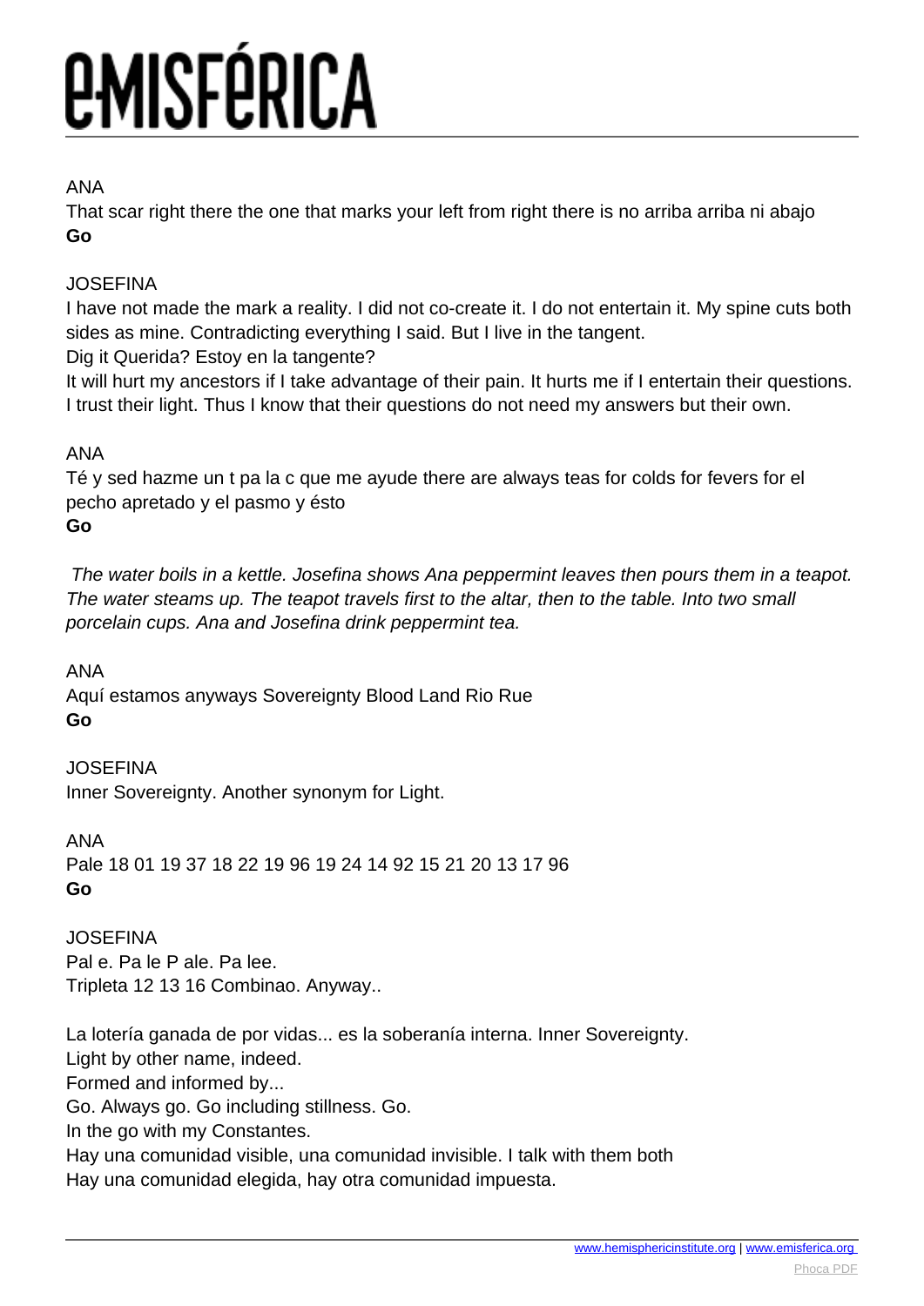ANA
That scar right there the one that marks your left from right there is no arriba arriba ni abajo
**Go**

JOSEFINA
I have not made the mark a reality. I did not co-create it. I do not entertain it. My spine cuts both sides as mine. Contradicting everything I said. But I live in the tangent.
Dig it Querida? Estoy en la tangente?
It will hurt my ancestors if I take advantage of their pain. It hurts me if I entertain their questions. I trust their light. Thus I know that their questions do not need my answers but their own.

ANA
Té y sed hazme un t pa la c que me ayude there are always teas for colds for fevers for el pecho apretado y el pasmo y ésto
**Go**

*The water boils in a kettle. Josefina shows Ana peppermint leaves then pours them in a teapot. The water steams up. The teapot travels first to the altar, then to the table. Into two small porcelain cups. Ana and Josefina drink peppermint tea.*

ANA
Aquí estamos anyways Sovereignty Blood Land Rio Rue
**Go**

JOSEFINA
Inner Sovereignty. Another synonym for Light.

ANA
Pale 18 01 19 37 18 22 19 96 19 24 14 92 15 21 20 13 17 96
**Go**

JOSEFINA
Pal e. Pa le P ale. Pa lee.
Tripleta 12 13 16 Combinao. Anyway..

La lotería ganada de por vidas... es la soberanía interna. Inner Sovereignty.
Light by other name, indeed.
Formed and informed by...
Go. Always go. Go including stillness. Go.
In the go with my Constantes.
Hay una comunidad visible, una comunidad invisible. I talk with them both
Hay una comunidad elegida, hay otra comunidad impuesta.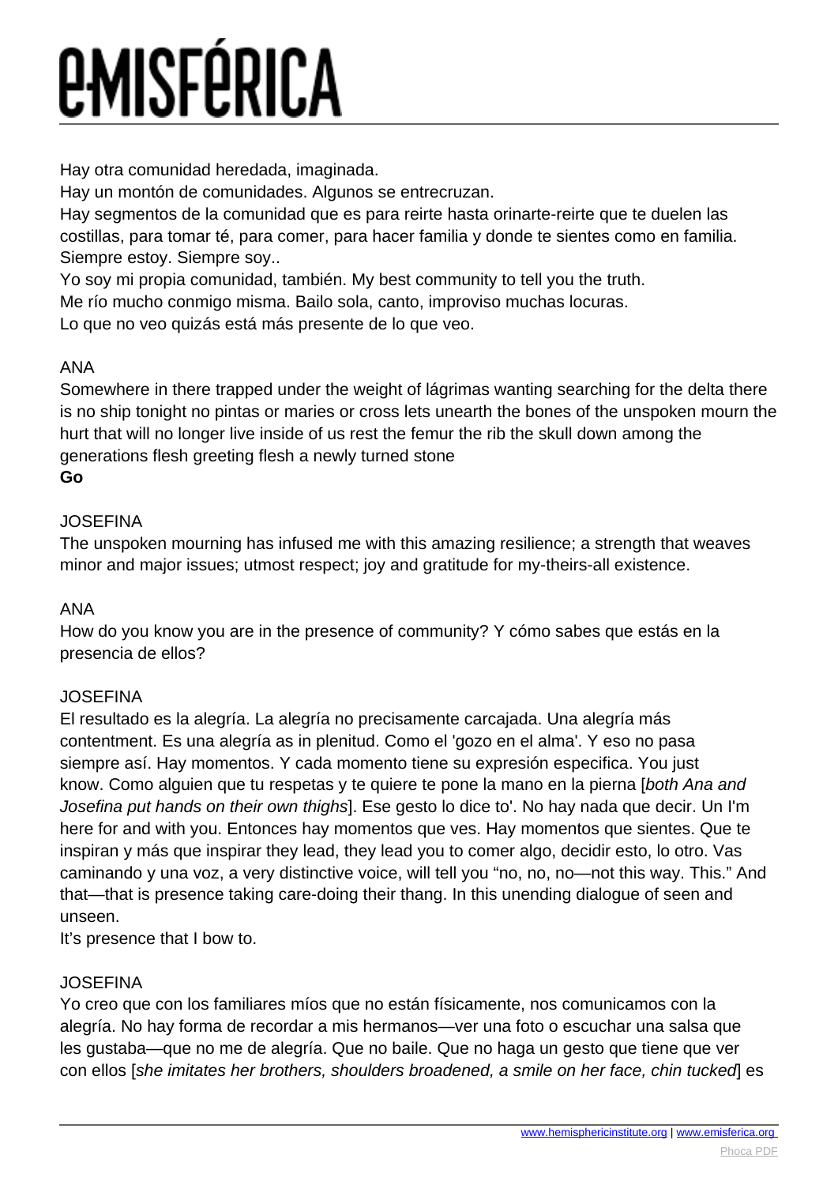Hay otra comunidad heredada, imaginada.
Hay un montón de comunidades. Algunos se entrecruzan.
Hay segmentos de la comunidad que es para reirte hasta orinarte-reirte que te duelen las costillas, para tomar té, para comer, para hacer familia y donde te sientes como en familia. Siempre estoy. Siempre soy..
Yo soy mi propia comunidad, también. My best community to tell you the truth.
Me río mucho conmigo misma. Bailo sola, canto, improviso muchas locuras.
Lo que no veo quizás está más presente de lo que veo.

ANA
Somewhere in there trapped under the weight of lágrimas wanting searching for the delta there is no ship tonight no pintas or maries or cross lets unearth the bones of the unspoken mourn the hurt that will no longer live inside of us rest the femur the rib the skull down among the generations flesh greeting flesh a newly turned stone
**Go**

JOSEFINA
The unspoken mourning has infused me with this amazing resilience; a strength that weaves minor and major issues; utmost respect; joy and gratitude for my-theirs-all existence.

ANA
How do you know you are in the presence of community? Y cómo sabes que estás en la presencia de ellos?

JOSEFINA
El resultado es la alegría. La alegría no precisamente carcajada. Una alegría más contentment. Es una alegría as in plenitud. Como el 'gozo en el alma'. Y eso no pasa siempre así. Hay momentos. Y cada momento tiene su expresión especifica. You just know. Como alguien que tu respetas y te quiere te pone la mano en la pierna [*both Ana and Josefina put hands on their own thighs*]. Ese gesto lo dice to'. No hay nada que decir. Un I'm here for and with you. Entonces hay momentos que ves. Hay momentos que sientes. Que te inspiran y más que inspirar they lead, they lead you to comer algo, decidir esto, lo otro. Vas caminando y una voz, a very distinctive voice, will tell you "no, no, no—not this way. This." And that—that is presence taking care-doing their thang. In this unending dialogue of seen and unseen.
It's presence that I bow to.

JOSEFINA
Yo creo que con los familiares míos que no están físicamente, nos comunicamos con la alegría. No hay forma de recordar a mis hermanos—ver una foto o escuchar una salsa que les gustaba—que no me de alegría. Que no baile. Que no haga un gesto que tiene que ver con ellos [*she imitates her brothers, shoulders broadened, a smile on her face, chin tucked*] es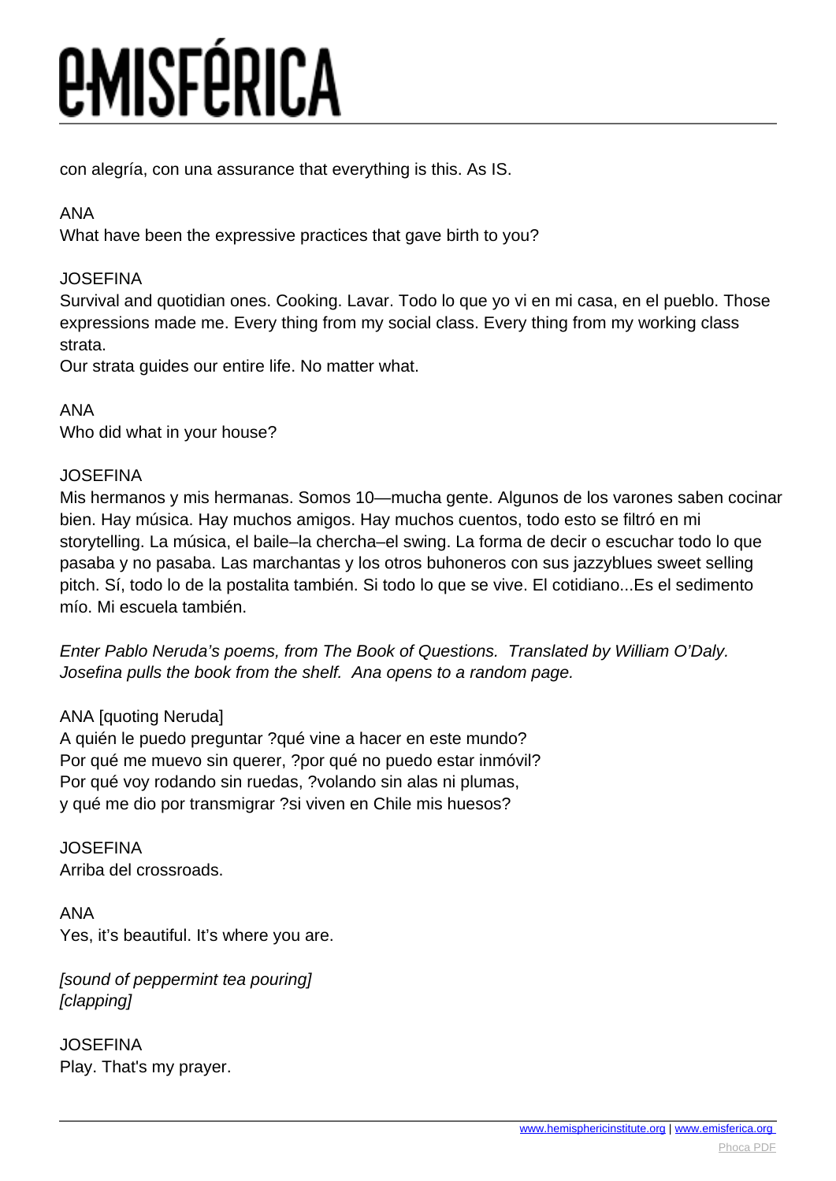con alegría, con una assurance that everything is this. As IS.

ANA
What have been the expressive practices that gave birth to you?

JOSEFINA
Survival and quotidian ones. Cooking. Lavar. Todo lo que yo vi en mi casa, en el pueblo. Those expressions made me. Every thing from my social class. Every thing from my working class strata.
Our strata guides our entire life. No matter what.

ANA
Who did what in your house?

JOSEFINA
Mis hermanos y mis hermanas. Somos 10—mucha gente. Algunos de los varones saben cocinar bien. Hay música. Hay muchos amigos. Hay muchos cuentos, todo esto se filtró en mi storytelling. La música, el baile–la chercha–el swing. La forma de decir o escuchar todo lo que pasaba y no pasaba. Las marchantas y los otros buhoneros con sus jazzyblues sweet selling pitch. Sí, todo lo de la postalita también. Si todo lo que se vive. El cotidiano...Es el sedimento mío. Mi escuela también.

*Enter Pablo Neruda's poems, from The Book of Questions. Translated by William O'Daly. Josefina pulls the book from the shelf. Ana opens to a random page.*

ANA [quoting Neruda]
A quién le puedo preguntar ?qué vine a hacer en este mundo?
Por qué me muevo sin querer, ?por qué no puedo estar inmóvil?
Por qué voy rodando sin ruedas, ?volando sin alas ni plumas,
y qué me dio por transmigrar ?si viven en Chile mis huesos?

JOSEFINA
Arriba del crossroads.

ANA
Yes, it's beautiful. It's where you are.

*[sound of peppermint tea pouring]*
*[clapping]*

JOSEFINA
Play. That's my prayer.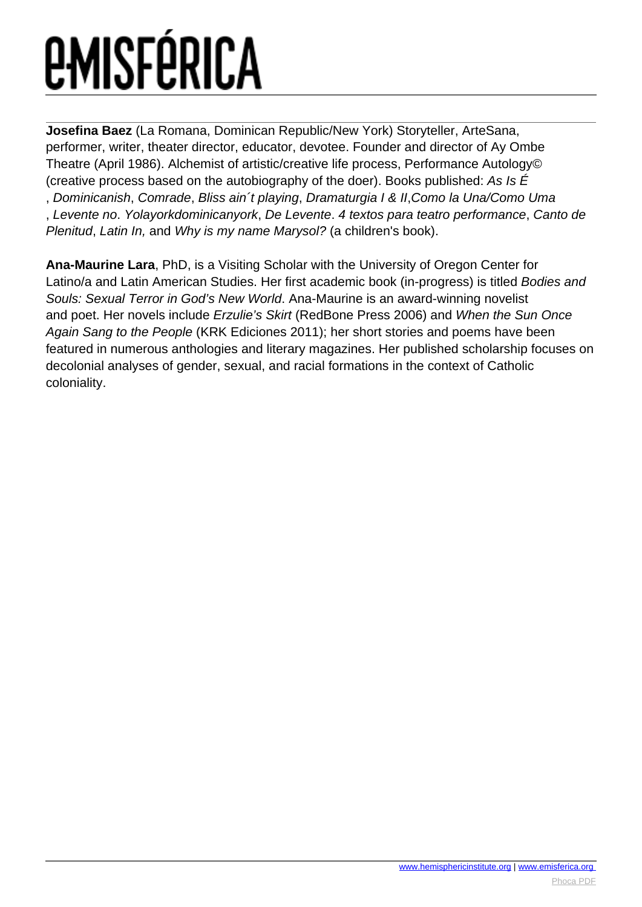**Josefina Baez** (La Romana, Dominican Republic/New York) Storyteller, ArteSana, performer, writer, theater director, educator, devotee. Founder and director of Ay Ombe Theatre (April 1986). Alchemist of artistic/creative life process, Performance Autology© (creative process based on the autobiography of the doer). Books published: *As Is É*, *Dominicanish*, *Comrade*, *Bliss ain´t playing*, *Dramaturgia I & II*,*Como la Una/Como Uma*, *Levente no*. *Yolayorkdominicanyork*, *De Levente*. *4 textos para teatro performance*, *Canto de Plenitud*, *Latin In,* and *Why is my name Marysol?* (a children's book).

**Ana-Maurine Lara**, PhD, is a Visiting Scholar with the University of Oregon Center for Latino/a and Latin American Studies. Her first academic book (in-progress) is titled *Bodies and Souls: Sexual Terror in God's New World*. Ana-Maurine is an award-winning novelist and poet. Her novels include *Erzulie's Skirt* (RedBone Press 2006) and *When the Sun Once Again Sang to the People* (KRK Ediciones 2011); her short stories and poems have been featured in numerous anthologies and literary magazines. Her published scholarship focuses on decolonial analyses of gender, sexual, and racial formations in the context of Catholic coloniality.